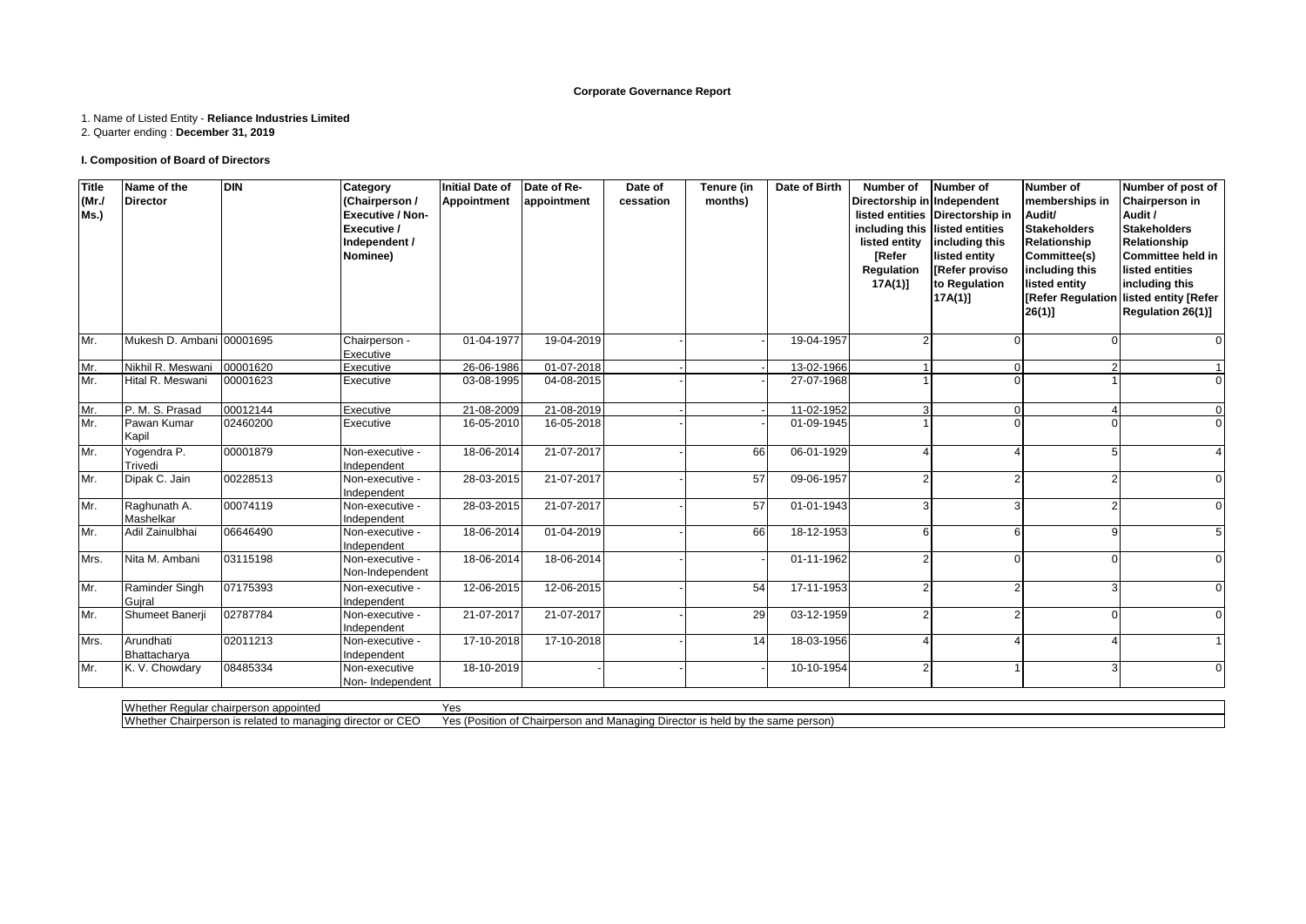**Corporate Governance Report**

1. Name of Listed Entity - **Reliance Industries Limited**
2. Quarter ending : **December 31, 2019**

**I. Composition of Board of Directors**

| Title (Mr./ Ms.) | Name of the Director | DIN | Category (Chairperson / Executive / Non-Executive / Independent / Nominee) | Initial Date of Appointment | Date of Re-appointment | Date of cessation | Tenure (in months) | Date of Birth | Number of Directorship in listed entities including this listed entity [Refer Regulation 17A(1)] | Number of Independent Directorship in listed entities including this listed entity [Refer proviso to Regulation 17A(1)] | Number of memberships in Audit/ Stakeholders Relationship Committee(s) including this listed entity [Refer Regulation 26(1)] | Number of post of Chairperson in Audit / Stakeholders Relationship Committee held in listed entities including this listed entity [Refer Regulation 26(1)] |
|---|---|---|---|---|---|---|---|---|---|---|---|---|
| Mr. | Mukesh D. Ambani | 00001695 | Chairperson - Executive | 01-04-1977 | 19-04-2019 | - | - | 19-04-1957 | 2 | 0 | 0 | 0 |
| Mr. | Nikhil R. Meswani | 00001620 | Executive | 26-06-1986 | 01-07-2018 | - | - | 13-02-1966 | 1 | 0 | 2 | 1 |
| Mr. | Hital R. Meswani | 00001623 | Executive | 03-08-1995 | 04-08-2015 | - | - | 27-07-1968 | 1 | 0 | 1 | 0 |
| Mr. | P. M. S. Prasad | 00012144 | Executive | 21-08-2009 | 21-08-2019 | - | - | 11-02-1952 | 3 | 0 | 4 | 0 |
| Mr. | Pawan Kumar Kapil | 02460200 | Executive | 16-05-2010 | 16-05-2018 | - | - | 01-09-1945 | 1 | 0 | 0 | 0 |
| Mr. | Yogendra P. Trivedi | 00001879 | Non-executive - Independent | 18-06-2014 | 21-07-2017 | - | 66 | 06-01-1929 | 4 | 4 | 5 | 4 |
| Mr. | Dipak C. Jain | 00228513 | Non-executive - Independent | 28-03-2015 | 21-07-2017 | - | 57 | 09-06-1957 | 2 | 2 | 2 | 0 |
| Mr. | Raghunath A. Mashelkar | 00074119 | Non-executive - Independent | 28-03-2015 | 21-07-2017 | - | 57 | 01-01-1943 | 3 | 3 | 2 | 0 |
| Mr. | Adil Zainulbhai | 06646490 | Non-executive - Independent | 18-06-2014 | 01-04-2019 | - | 66 | 18-12-1953 | 6 | 6 | 9 | 5 |
| Mrs. | Nita M. Ambani | 03115198 | Non-executive - Non-Independent | 18-06-2014 | 18-06-2014 | - | - | 01-11-1962 | 2 | 0 | 0 | 0 |
| Mr. | Raminder Singh Gujral | 07175393 | Non-executive - Independent | 12-06-2015 | 12-06-2015 | - | 54 | 17-11-1953 | 2 | 2 | 3 | 0 |
| Mr. | Shumeet Banerji | 02787784 | Non-executive - Independent | 21-07-2017 | 21-07-2017 | - | 29 | 03-12-1959 | 2 | 2 | 0 | 0 |
| Mrs. | Arundhati Bhattacharya | 02011213 | Non-executive - Independent | 17-10-2018 | 17-10-2018 | - | 14 | 18-03-1956 | 4 | 4 | 4 | 1 |
| Mr. | K. V. Chowdary | 08485334 | Non-executive Non- Independent | 18-10-2019 | - | - | - | 10-10-1954 | 2 | 1 | 3 | 0 |

| | |
|---|---|
| Whether Regular chairperson appointed | Yes |
| Whether Chairperson is related to managing director or CEO | Yes (Position of Chairperson and Managing Director is held by the same person) |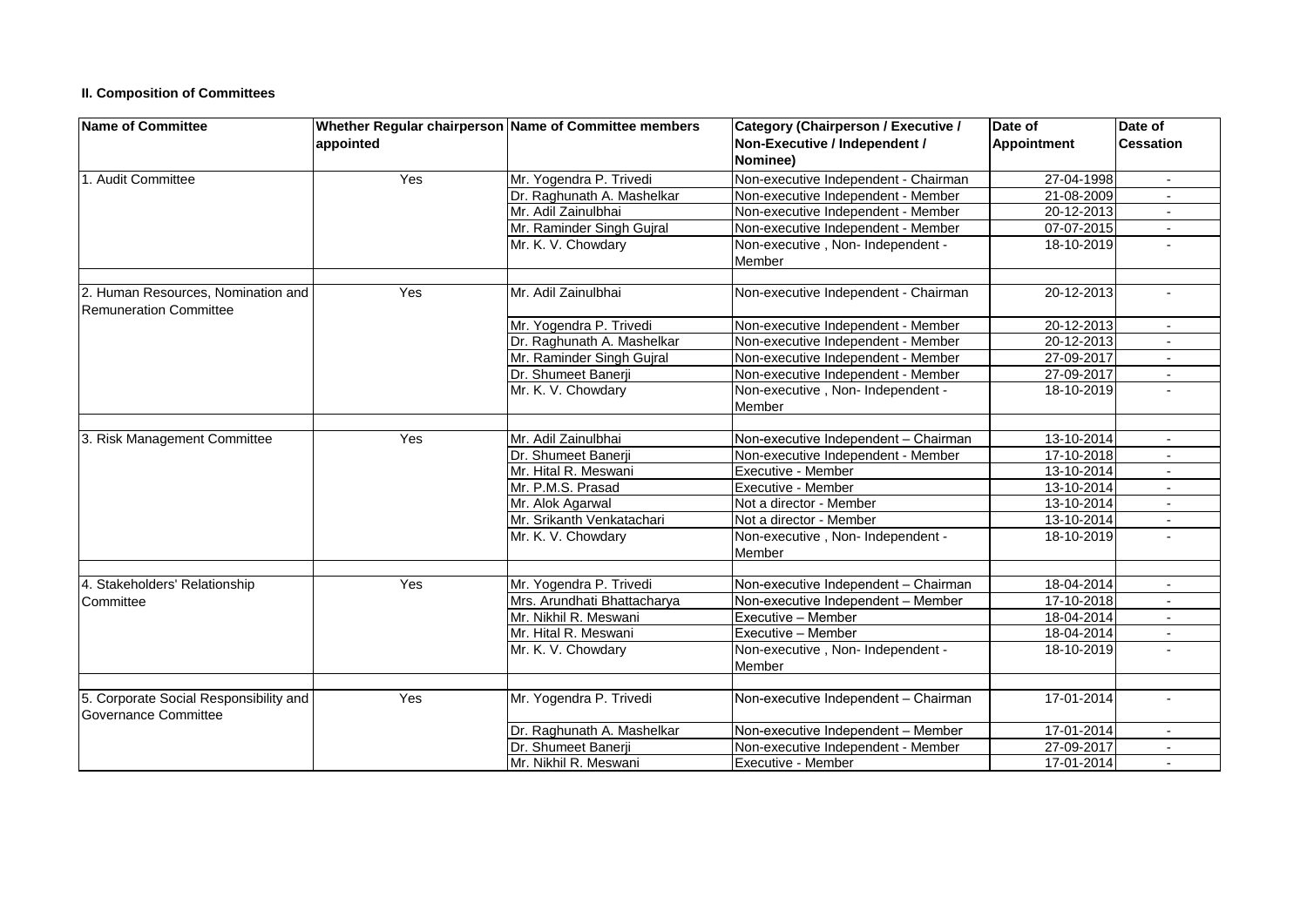### II. Composition of Committees

| Name of Committee | Whether Regular chairperson appointed | Name of Committee members | Category (Chairperson / Executive / Non-Executive / Independent / Nominee) | Date of Appointment | Date of Cessation |
|---|---|---|---|---|---|
| 1. Audit Committee | Yes | Mr. Yogendra P. Trivedi | Non-executive Independent - Chairman | 27-04-1998 | - |
| | | Dr. Raghunath A. Mashelkar | Non-executive Independent - Member | 21-08-2009 | - |
| | | Mr. Adil Zainulbhai | Non-executive Independent - Member | 20-12-2013 | - |
| | | Mr. Raminder Singh Gujral | Non-executive Independent - Member | 07-07-2015 | - |
| | | Mr. K. V. Chowdary | Non-executive , Non- Independent - Member | 18-10-2019 | - |
| | | | | | |
| 2. Human Resources, Nomination and Remuneration Committee | Yes | Mr. Adil Zainulbhai | Non-executive Independent - Chairman | 20-12-2013 | - |
| | | Mr. Yogendra P. Trivedi | Non-executive Independent - Member | 20-12-2013 | - |
| | | Dr. Raghunath A. Mashelkar | Non-executive Independent - Member | 20-12-2013 | - |
| | | Mr. Raminder Singh Gujral | Non-executive Independent - Member | 27-09-2017 | - |
| | | Dr. Shumeet Banerji | Non-executive Independent - Member | 27-09-2017 | - |
| | | Mr. K. V. Chowdary | Non-executive , Non- Independent - Member | 18-10-2019 | - |
| | | | | | |
| 3. Risk Management Committee | Yes | Mr. Adil Zainulbhai | Non-executive Independent – Chairman | 13-10-2014 | - |
| | | Dr. Shumeet Banerji | Non-executive Independent - Member | 17-10-2018 | - |
| | | Mr. Hital R. Meswani | Executive - Member | 13-10-2014 | - |
| | | Mr. P.M.S. Prasad | Executive - Member | 13-10-2014 | - |
| | | Mr. Alok Agarwal | Not a director - Member | 13-10-2014 | - |
| | | Mr. Srikanth Venkatachari | Not a director - Member | 13-10-2014 | - |
| | | Mr. K. V. Chowdary | Non-executive , Non- Independent - Member | 18-10-2019 | - |
| | | | | | |
| 4. Stakeholders' Relationship Committee | Yes | Mr. Yogendra P. Trivedi | Non-executive Independent – Chairman | 18-04-2014 | - |
| | | Mrs. Arundhati Bhattacharya | Non-executive Independent – Member | 17-10-2018 | - |
| | | Mr. Nikhil R. Meswani | Executive – Member | 18-04-2014 | - |
| | | Mr. Hital R. Meswani | Executive – Member | 18-04-2014 | - |
| | | Mr. K. V. Chowdary | Non-executive , Non- Independent - Member | 18-10-2019 | - |
| | | | | | |
| 5. Corporate Social Responsibility and Governance Committee | Yes | Mr. Yogendra P. Trivedi | Non-executive Independent – Chairman | 17-01-2014 | - |
| | | Dr. Raghunath A. Mashelkar | Non-executive Independent – Member | 17-01-2014 | - |
| | | Dr. Shumeet Banerji | Non-executive Independent - Member | 27-09-2017 | - |
| | | Mr. Nikhil R. Meswani | Executive - Member | 17-01-2014 | - |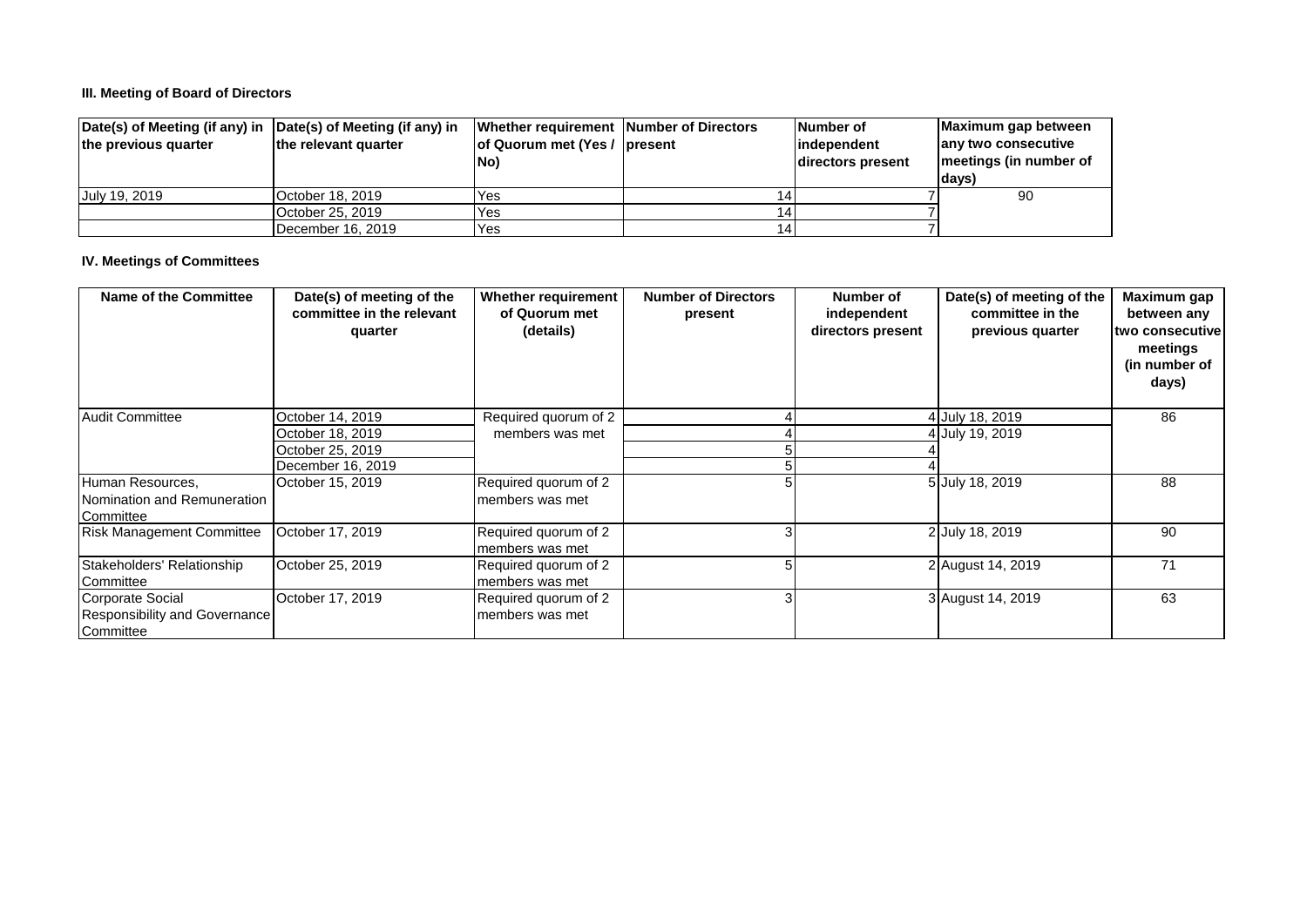### III. Meeting of Board of Directors

| Date(s) of Meeting (if any) in the previous quarter | Date(s) of Meeting (if any) in the relevant quarter | Whether requirement of Quorum met (Yes / No) | Number of Directors present | Number of independent directors present | Maximum gap between any two consecutive meetings (in number of days) |
|---|---|---|---|---|---|
| July 19, 2019 | October 18, 2019 | Yes | 14 | 7 | 90 |
| | October 25, 2019 | Yes | 14 | 7 | |
| | December 16, 2019 | Yes | 14 | 7 | |

### IV. Meetings of Committees

| Name of the Committee | Date(s) of meeting of the committee in the relevant quarter | Whether requirement of Quorum met (details) | Number of Directors present | Number of independent directors present | Date(s) of meeting of the committee in the previous quarter | Maximum gap between any two consecutive meetings (in number of days) |
|---|---|---|---|---|---|---|
| Audit Committee | October 14, 2019 | Required quorum of 2 members was met | 4 | 4 | July 18, 2019 | 86 |
| | October 18, 2019 | | 4 | 4 | July 19, 2019 | |
| | October 25, 2019 | | 5 | 4 | | |
| | December 16, 2019 | | 5 | 4 | | |
| Human Resources, Nomination and Remuneration Committee | October 15, 2019 | Required quorum of 2 members was met | 5 | 5 | July 18, 2019 | 88 |
| Risk Management Committee | October 17, 2019 | Required quorum of 2 members was met | 3 | 2 | July 18, 2019 | 90 |
| Stakeholders' Relationship Committee | October 25, 2019 | Required quorum of 2 members was met | 5 | 2 | August 14, 2019 | 71 |
| Corporate Social Responsibility and Governance Committee | October 17, 2019 | Required quorum of 2 members was met | 3 | 3 | August 14, 2019 | 63 |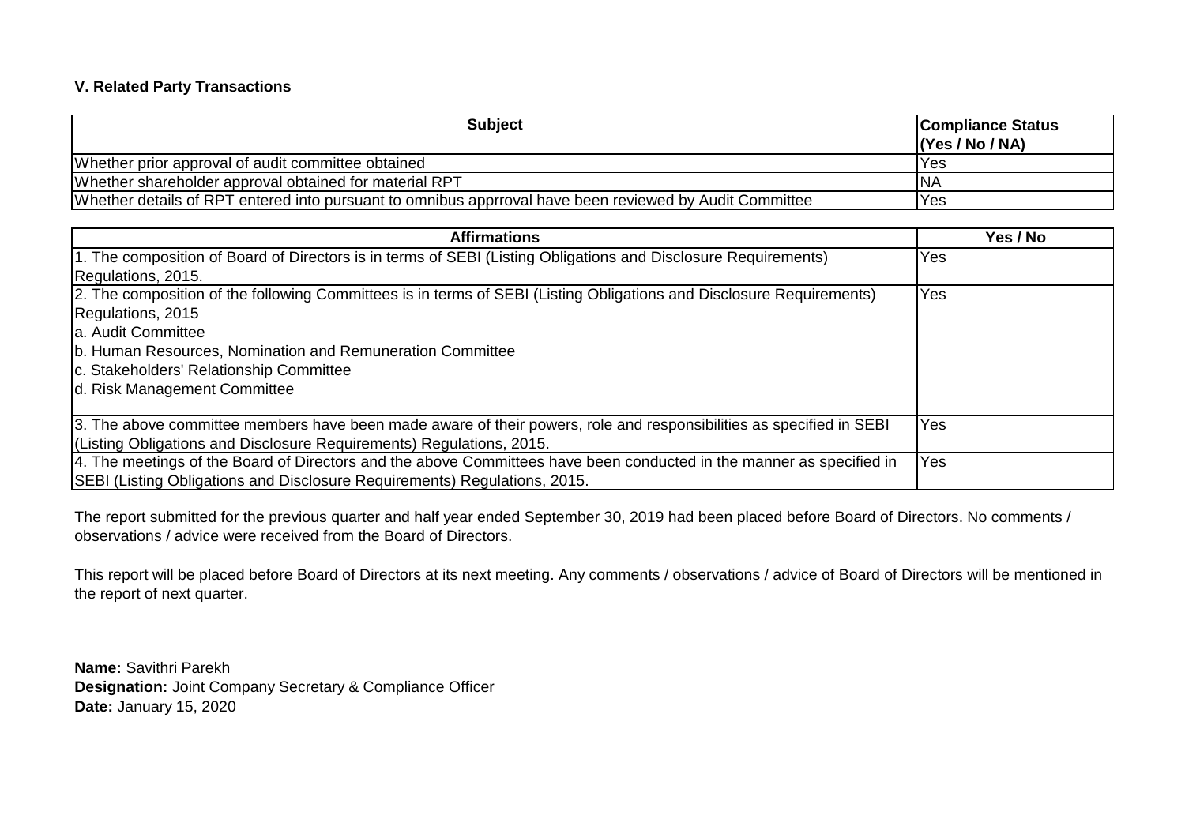### V. Related Party Transactions

| Subject | Compliance Status (Yes / No / NA) |
|---|---|
| Whether prior approval of audit committee obtained | Yes |
| Whether shareholder approval obtained for material RPT | NA |
| Whether details of RPT entered into pursuant to omnibus apprroval have been reviewed by Audit Committee | Yes |

| Affirmations | Yes / No |
|---|---|
| 1. The composition of Board of Directors is in terms of SEBI (Listing Obligations and Disclosure Requirements) Regulations, 2015. | Yes |
| 2. The composition of the following Committees is in terms of SEBI (Listing Obligations and Disclosure Requirements) Regulations, 2015<br>a. Audit Committee<br>b. Human Resources, Nomination and Remuneration Committee<br>c. Stakeholders' Relationship Committee<br>d. Risk Management Committee | Yes |
| 3. The above committee members have been made aware of their powers, role and responsibilities as specified in SEBI (Listing Obligations and Disclosure Requirements) Regulations, 2015. | Yes |
| 4. The meetings of the Board of Directors and the above Committees have been conducted in the manner as specified in SEBI (Listing Obligations and Disclosure Requirements) Regulations, 2015. | Yes |

The report submitted for the previous quarter and half year ended September 30, 2019 had been placed before Board of Directors. No comments / observations / advice were received from the Board of Directors.

This report will be placed before Board of Directors at its next meeting. Any comments / observations / advice of Board of Directors will be mentioned in the report of next quarter.

**Name:** Savithri Parekh
**Designation:** Joint Company Secretary & Compliance Officer
**Date:** January 15, 2020